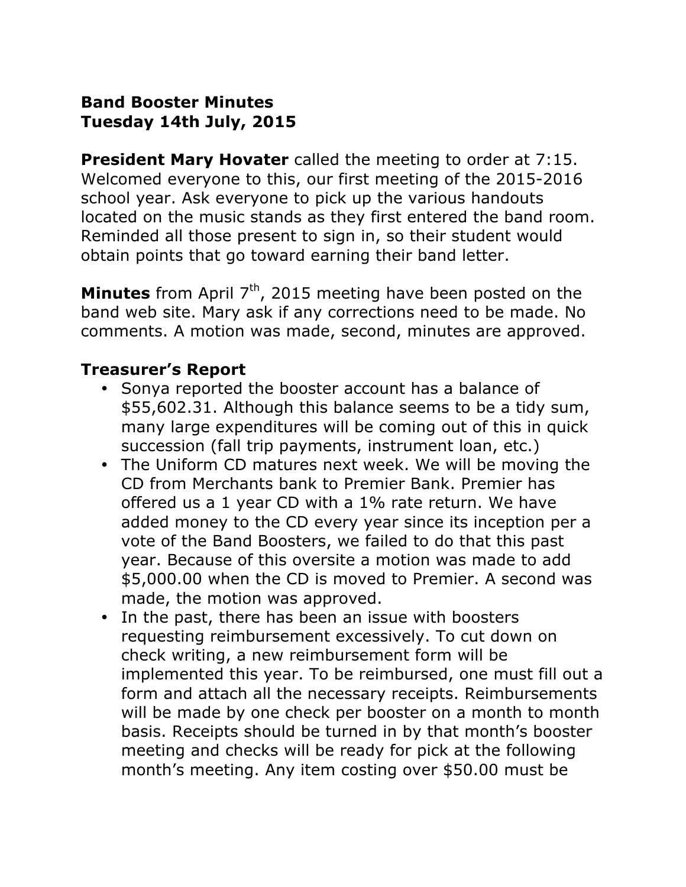**Band Booster Minutes**
**Tuesday 14th July, 2015**

**President Mary Hovater** called the meeting to order at 7:15. Welcomed everyone to this, our first meeting of the 2015-2016 school year. Ask everyone to pick up the various handouts located on the music stands as they first entered the band room. Reminded all those present to sign in, so their student would obtain points that go toward earning their band letter.

**Minutes** from April 7th, 2015 meeting have been posted on the band web site. Mary ask if any corrections need to be made. No comments. A motion was made, second, minutes are approved.

## Treasurer's Report

- Sonya reported the booster account has a balance of $55,602.31. Although this balance seems to be a tidy sum, many large expenditures will be coming out of this in quick succession (fall trip payments, instrument loan, etc.)
- The Uniform CD matures next week. We will be moving the CD from Merchants bank to Premier Bank. Premier has offered us a 1 year CD with a 1% rate return. We have added money to the CD every year since its inception per a vote of the Band Boosters, we failed to do that this past year. Because of this oversite a motion was made to add $5,000.00 when the CD is moved to Premier. A second was made, the motion was approved.
- In the past, there has been an issue with boosters requesting reimbursement excessively. To cut down on check writing, a new reimbursement form will be implemented this year. To be reimbursed, one must fill out a form and attach all the necessary receipts. Reimbursements will be made by one check per booster on a month to month basis. Receipts should be turned in by that month's booster meeting and checks will be ready for pick at the following month's meeting. Any item costing over $50.00 must be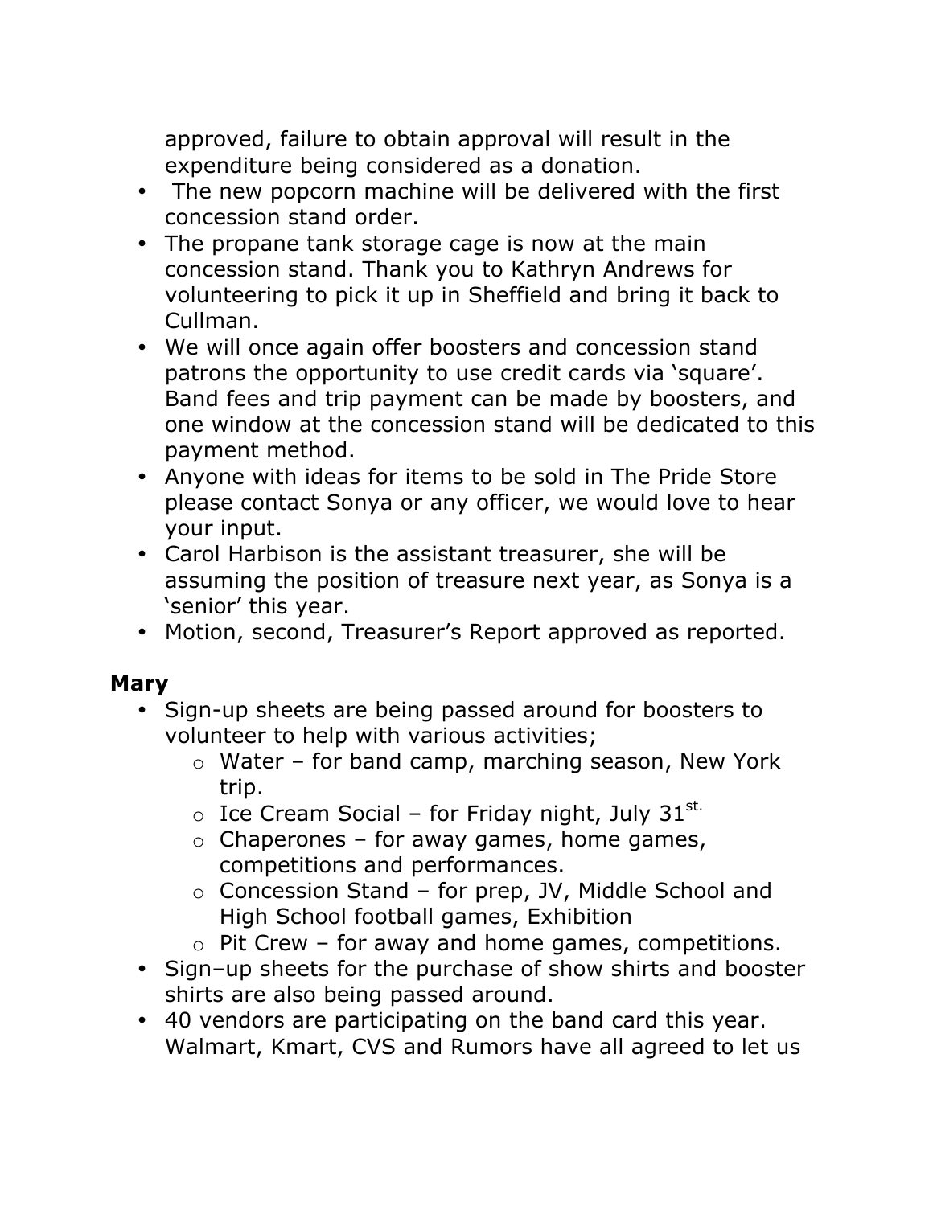approved, failure to obtain approval will result in the expenditure being considered as a donation.

- The new popcorn machine will be delivered with the first concession stand order.
- The propane tank storage cage is now at the main concession stand. Thank you to Kathryn Andrews for volunteering to pick it up in Sheffield and bring it back to Cullman.
- We will once again offer boosters and concession stand patrons the opportunity to use credit cards via 'square'. Band fees and trip payment can be made by boosters, and one window at the concession stand will be dedicated to this payment method.
- Anyone with ideas for items to be sold in The Pride Store please contact Sonya or any officer, we would love to hear your input.
- Carol Harbison is the assistant treasurer, she will be assuming the position of treasure next year, as Sonya is a 'senior' this year.
- Motion, second, Treasurer's Report approved as reported.

**Mary**

- Sign-up sheets are being passed around for boosters to volunteer to help with various activities;
    - Water – for band camp, marching season, New York trip.
    - Ice Cream Social – for Friday night, July 31st.
    - Chaperones – for away games, home games, competitions and performances.
    - Concession Stand – for prep, JV, Middle School and High School football games, Exhibition
    - Pit Crew – for away and home games, competitions.
- Sign–up sheets for the purchase of show shirts and booster shirts are also being passed around.
- 40 vendors are participating on the band card this year. Walmart, Kmart, CVS and Rumors have all agreed to let us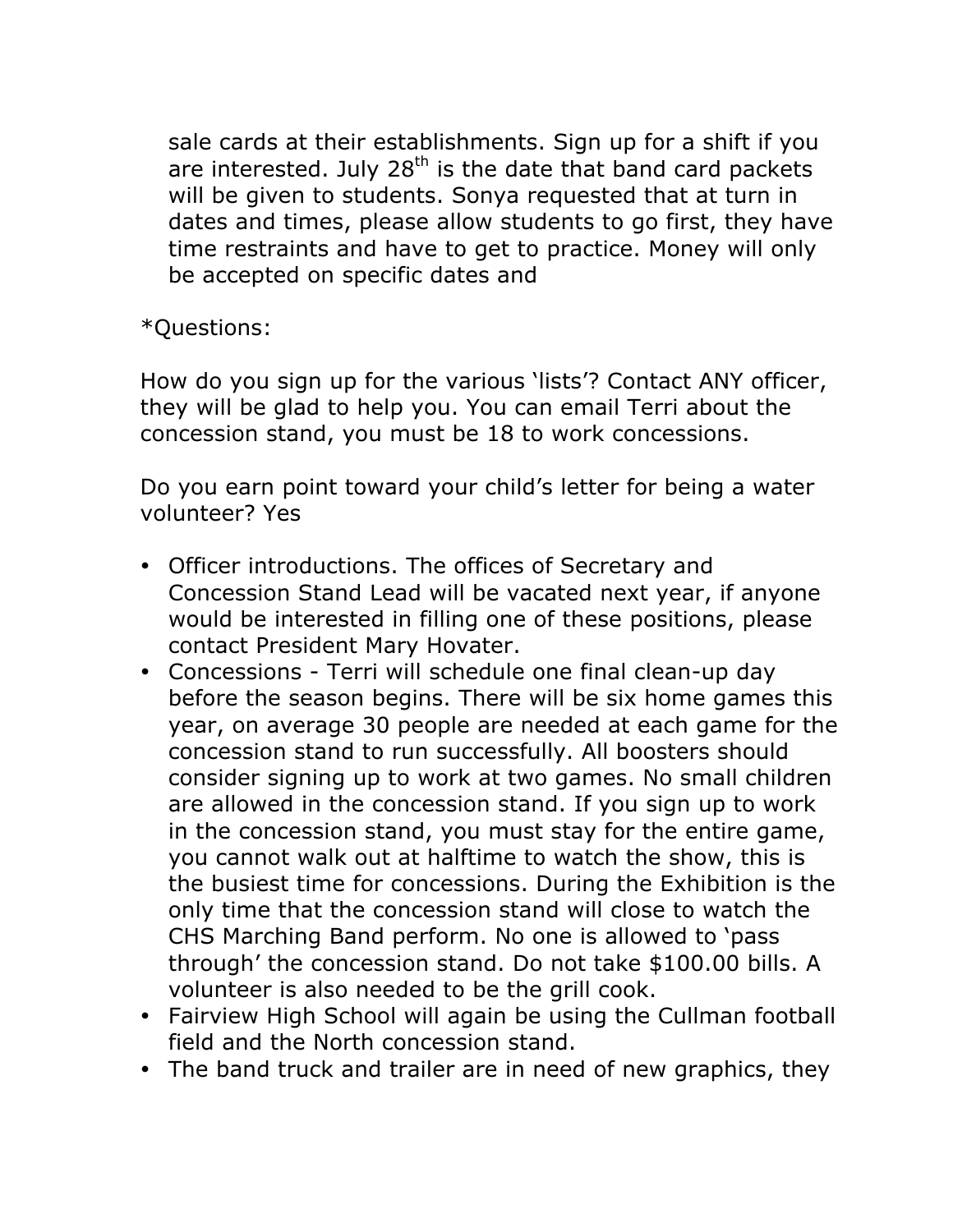sale cards at their establishments. Sign up for a shift if you are interested. July 28th is the date that band card packets will be given to students. Sonya requested that at turn in dates and times, please allow students to go first, they have time restraints and have to get to practice. Money will only be accepted on specific dates and

*Questions:

How do you sign up for the various 'lists'? Contact ANY officer, they will be glad to help you. You can email Terri about the concession stand, you must be 18 to work concessions.

Do you earn point toward your child's letter for being a water volunteer? Yes

- Officer introductions. The offices of Secretary and Concession Stand Lead will be vacated next year, if anyone would be interested in filling one of these positions, please contact President Mary Hovater.
- Concessions - Terri will schedule one final clean-up day before the season begins. There will be six home games this year, on average 30 people are needed at each game for the concession stand to run successfully. All boosters should consider signing up to work at two games. No small children are allowed in the concession stand. If you sign up to work in the concession stand, you must stay for the entire game, you cannot walk out at halftime to watch the show, this is the busiest time for concessions. During the Exhibition is the only time that the concession stand will close to watch the CHS Marching Band perform. No one is allowed to 'pass through' the concession stand. Do not take $100.00 bills. A volunteer is also needed to be the grill cook.
- Fairview High School will again be using the Cullman football field and the North concession stand.
- The band truck and trailer are in need of new graphics, they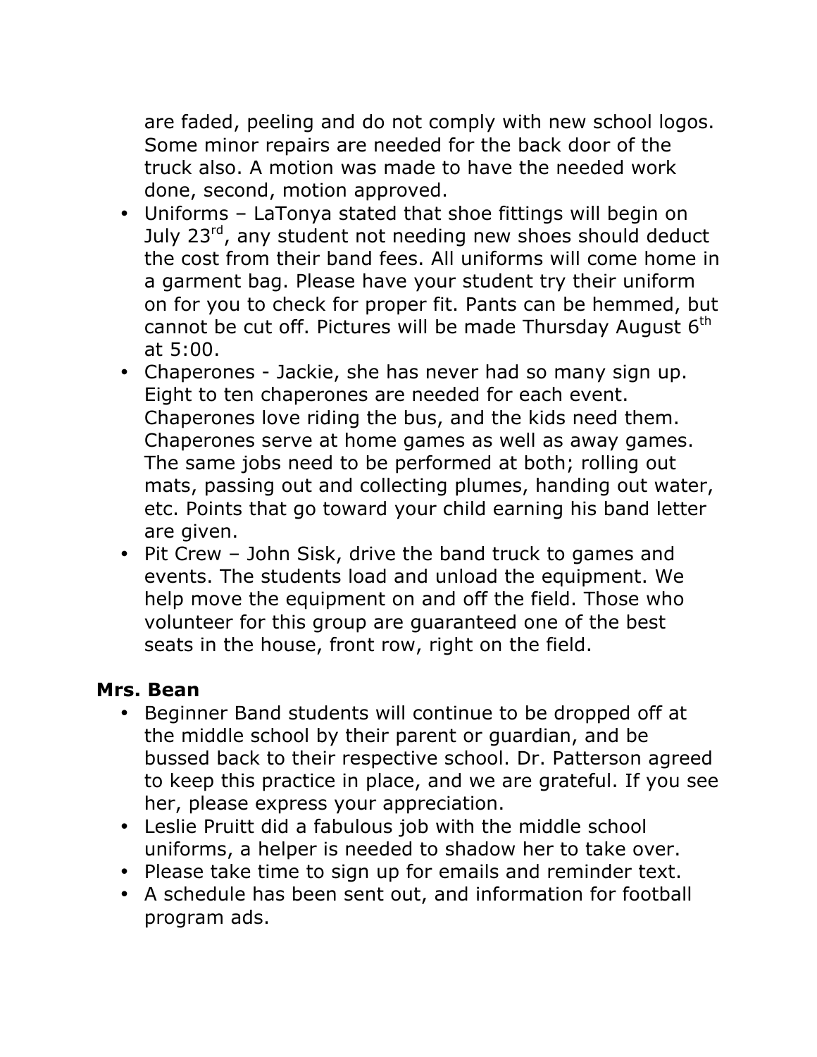are faded, peeling and do not comply with new school logos. Some minor repairs are needed for the back door of the truck also. A motion was made to have the needed work done, second, motion approved.

- Uniforms – LaTonya stated that shoe fittings will begin on July 23rd, any student not needing new shoes should deduct the cost from their band fees. All uniforms will come home in a garment bag. Please have your student try their uniform on for you to check for proper fit. Pants can be hemmed, but cannot be cut off. Pictures will be made Thursday August 6th at 5:00.
- Chaperones - Jackie, she has never had so many sign up. Eight to ten chaperones are needed for each event. Chaperones love riding the bus, and the kids need them. Chaperones serve at home games as well as away games. The same jobs need to be performed at both; rolling out mats, passing out and collecting plumes, handing out water, etc. Points that go toward your child earning his band letter are given.
- Pit Crew – John Sisk, drive the band truck to games and events. The students load and unload the equipment. We help move the equipment on and off the field. Those who volunteer for this group are guaranteed one of the best seats in the house, front row, right on the field.

**Mrs. Bean**

- Beginner Band students will continue to be dropped off at the middle school by their parent or guardian, and be bussed back to their respective school. Dr. Patterson agreed to keep this practice in place, and we are grateful. If you see her, please express your appreciation.
- Leslie Pruitt did a fabulous job with the middle school uniforms, a helper is needed to shadow her to take over.
- Please take time to sign up for emails and reminder text.
- A schedule has been sent out, and information for football program ads.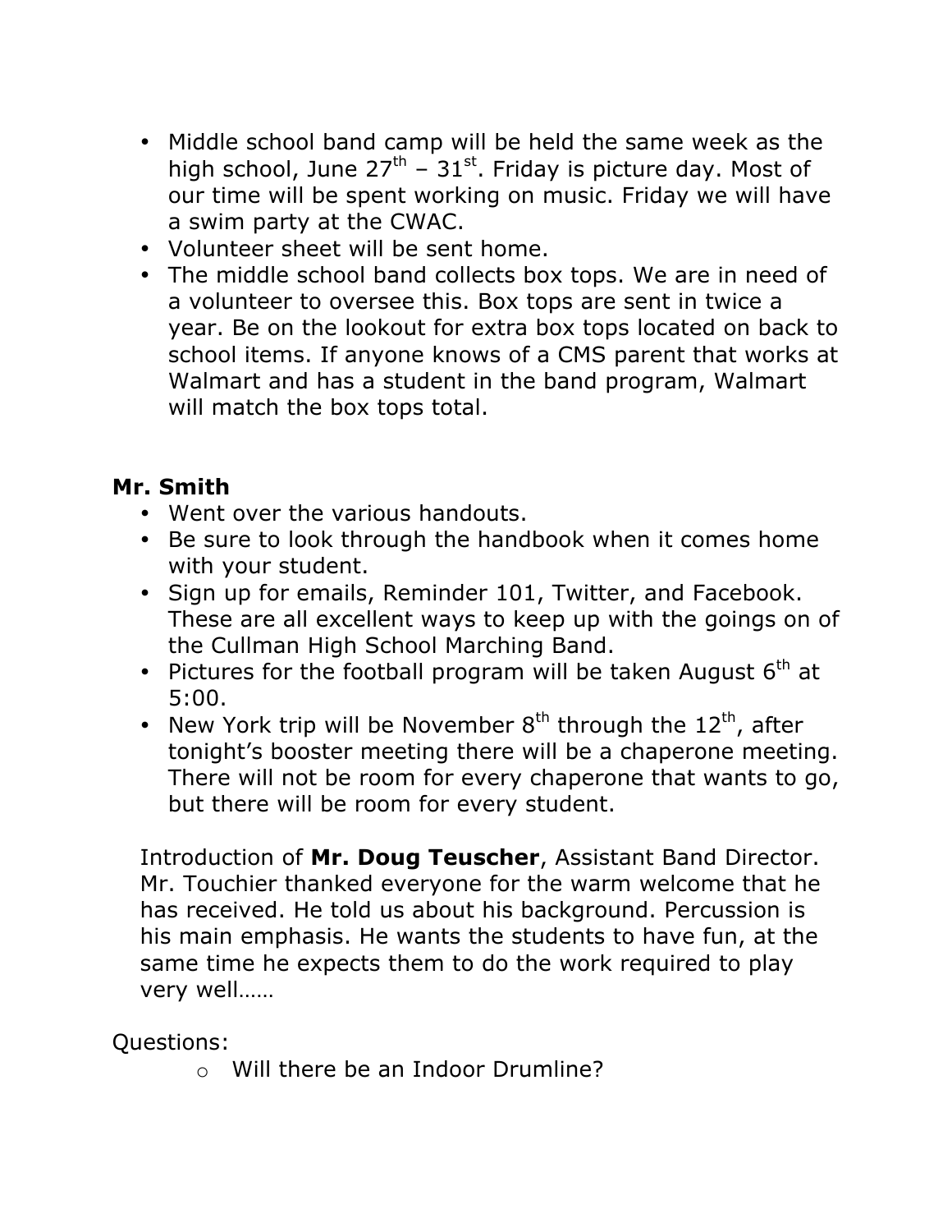- Middle school band camp will be held the same week as the high school, June 27th – 31st. Friday is picture day. Most of our time will be spent working on music. Friday we will have a swim party at the CWAC.
- Volunteer sheet will be sent home.
- The middle school band collects box tops. We are in need of a volunteer to oversee this. Box tops are sent in twice a year. Be on the lookout for extra box tops located on back to school items. If anyone knows of a CMS parent that works at Walmart and has a student in the band program, Walmart will match the box tops total.

**Mr. Smith**

- Went over the various handouts.
- Be sure to look through the handbook when it comes home with your student.
- Sign up for emails, Reminder 101, Twitter, and Facebook. These are all excellent ways to keep up with the goings on of the Cullman High School Marching Band.
- Pictures for the football program will be taken August 6th at 5:00.
- New York trip will be November 8th through the 12th, after tonight's booster meeting there will be a chaperone meeting. There will not be room for every chaperone that wants to go, but there will be room for every student.

Introduction of **Mr. Doug Teuscher**, Assistant Band Director. Mr. Touchier thanked everyone for the warm welcome that he has received. He told us about his background. Percussion is his main emphasis. He wants the students to have fun, at the same time he expects them to do the work required to play very well……

Questions:

- Will there be an Indoor Drumline?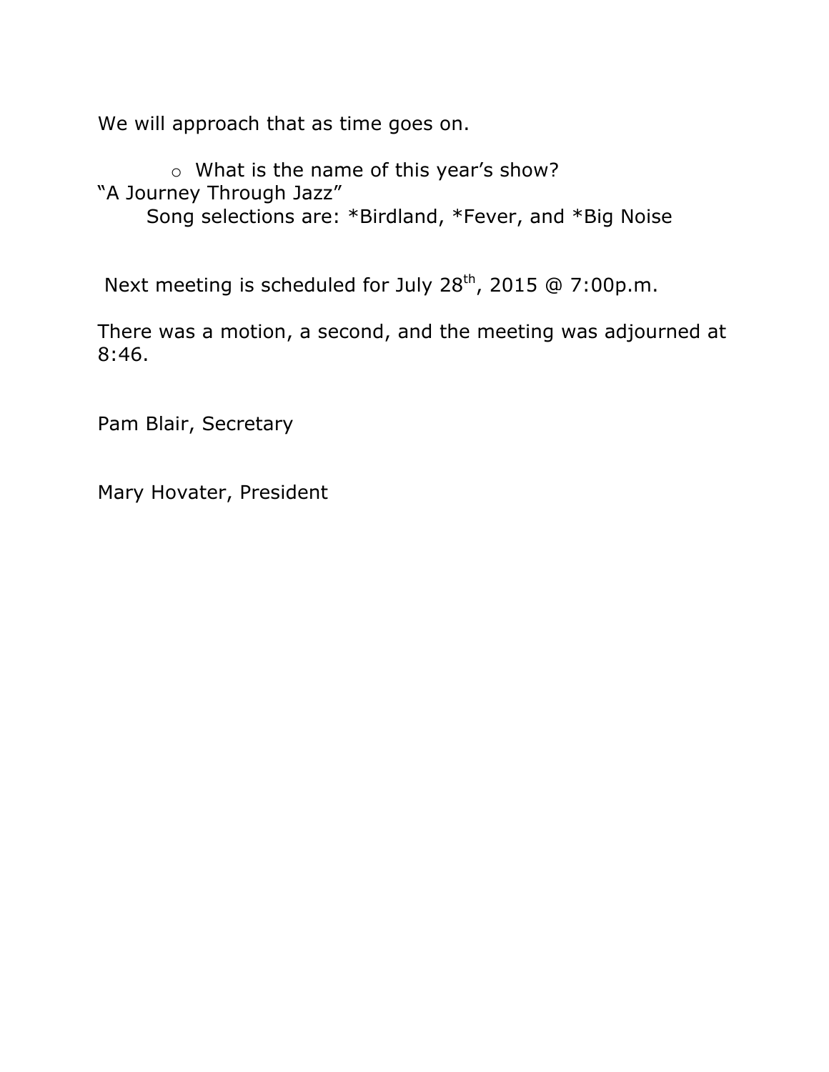We will approach that as time goes on.

- What is the name of this year's show?

"A Journey Through Jazz"

Song selections are: *Birdland, *Fever, and *Big Noise

Next meeting is scheduled for July 28th, 2015 @ 7:00p.m.

There was a motion, a second, and the meeting was adjourned at 8:46.

Pam Blair, Secretary

Mary Hovater, President